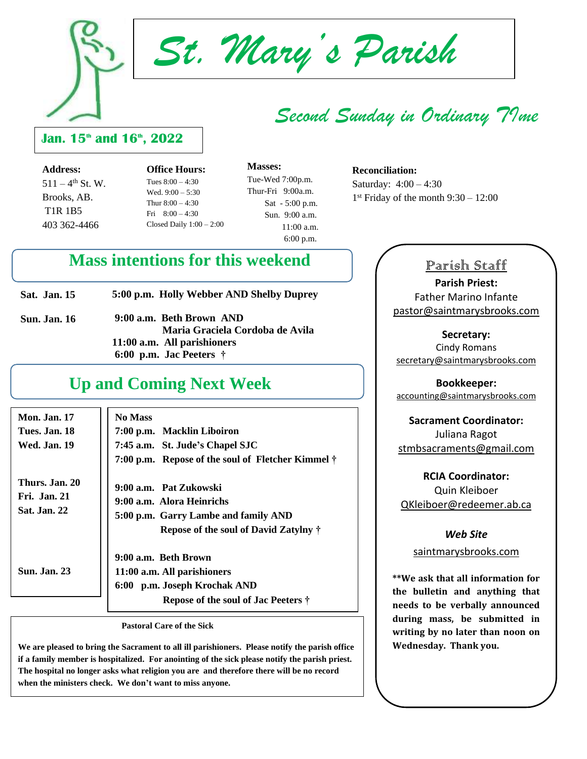# St. Mary's Parish

## Second Sunday in Ordinary TIme

**Jan. 15th and 16th, 2022**

**Address:**
511 – 4th St. W.
Brooks, AB.
T1R 1B5
403 362-4466

**Office Hours:**
Tues 8:00 – 4:30
Wed. 9:00 – 5:30
Thur 8:00 – 4:30
Fri 8:00 – 4:30
Closed Daily 1:00 – 2:00

**Masses:**
Tue-Wed 7:00p.m.
Thur-Fri 9:00a.m.
Sat - 5:00 p.m.
Sun. 9:00 a.m.
11:00 a.m.
6:00 p.m.

**Reconciliation:**
Saturday: 4:00 – 4:30
1st Friday of the month 9:30 – 12:00

## Mass intentions for this weekend

**Sat. Jan. 15** — **5:00 p.m. Holly Webber AND Shelby Duprey**

**Sun. Jan. 16** — **9:00 a.m. Beth Brown AND Maria Graciela Cordoba de Avila**
**11:00 a.m. All parishioners**
**6:00 p.m. Jac Peeters †**

## Up and Coming Next Week

| | |
|---|---|
| **Mon. Jan. 17** | **No Mass** |
| **Tues. Jan. 18** | **7:00 p.m. Macklin Liboiron** |
| **Wed. Jan. 19** | **7:45 a.m. St. Jude's Chapel SJC**<br>**7:00 p.m. Repose of the soul of Fletcher Kimmel †** |
| **Thurs. Jan. 20** | **9:00 a.m. Pat Zukowski** |
| **Fri. Jan. 21** | **9:00 a.m. Alora Heinrichs** |
| **Sat. Jan. 22** | **5:00 p.m. Garry Lambe and family AND Repose of the soul of David Zatylny †** |
| **Sun. Jan. 23** | **9:00 a.m. Beth Brown**<br>**11:00 a.m. All parishioners**<br>**6:00 p.m. Joseph Krochak AND Repose of the soul of Jac Peeters †** |

**Pastoral Care of the Sick**

**We are pleased to bring the Sacrament to all ill parishioners. Please notify the parish office if a family member is hospitalized. For anointing of the sick please notify the parish priest. The hospital no longer asks what religion you are and therefore there will be no record when the ministers check. We don't want to miss anyone.**

## Parish Staff

**Parish Priest:**
Father Marino Infante
pastor@saintmarysbrooks.com

**Secretary:**
Cindy Romans
secretary@saintmarysbrooks.com

**Bookkeeper:**
accounting@saintmarysbrooks.com

**Sacrament Coordinator:**
Juliana Ragot
stmbsacraments@gmail.com

**RCIA Coordinator:**
Quin Kleiboer
QKleiboer@redeemer.ab.ca

***Web Site***
saintmarysbrooks.com

**\*\*We ask that all information for the bulletin and anything that needs to be verbally announced during mass, be submitted in writing by no later than noon on Wednesday. Thank you.**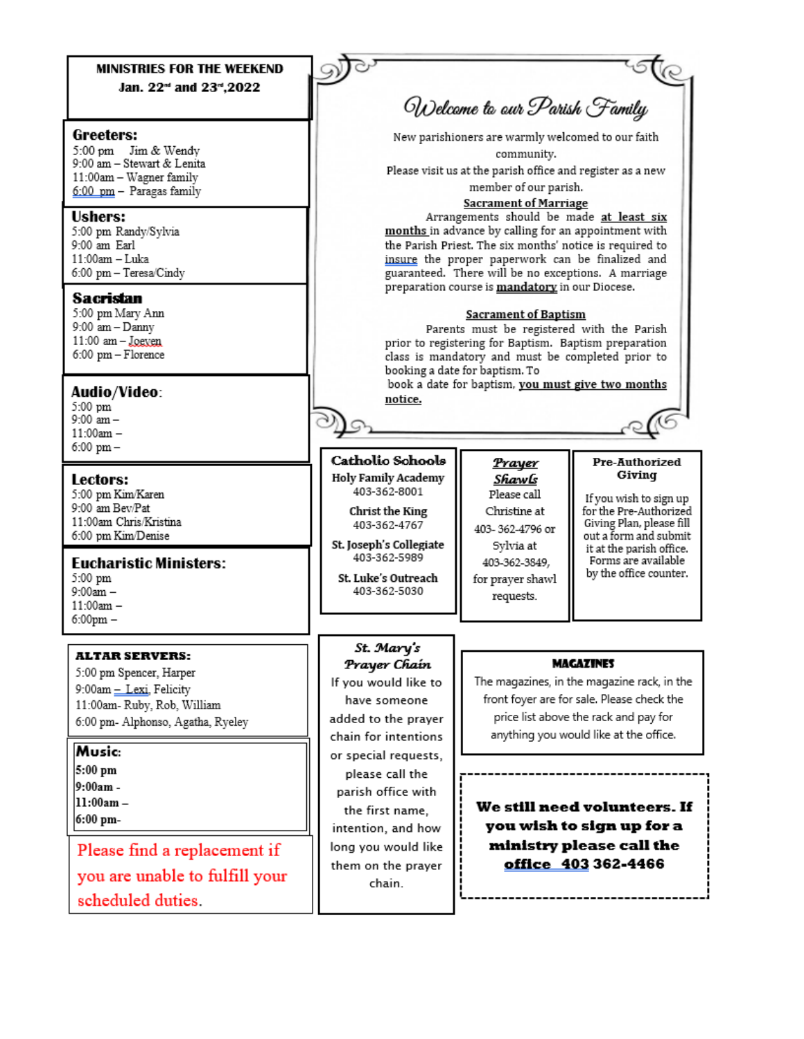## MINISTRIES FOR THE WEEKEND

**Jan. 22nd and 23rd,2022**

### Greeters:

5:00 pm Jim & Wendy
9:00 am – Stewart & Lenita
11:00am – Wagner family
6:00 pm – Paragas family

### Ushers:

5:00 pm Randy/Sylvia
9:00 am Earl
11:00am – Luka
6:00 pm – Teresa/Cindy

### Sacristan

5:00 pm Mary Ann
9:00 am – Danny
11:00 am – Joeven
6:00 pm – Florence

### Audio/Video:

5:00 pm
9:00 am –
11:00am –
6:00 pm –

### Lectors:

5:00 pm Kim/Karen
9:00 am Bev/Pat
11:00am Chris/Kristina
6:00 pm Kim/Denise

### Eucharistic Ministers:

5:00 pm
9:00am –
11:00am –
6:00pm –

### ALTAR SERVERS:

5:00 pm Spencer, Harper
9:00am – Lexi, Felicity
11:00am- Ruby, Rob, William
6:00 pm- Alphonso, Agatha, Ryeley

### Music:

**5:00 pm**
**9:00am -**
**11:00am –**
**6:00 pm-**

Please find a replacement if you are unable to fulfill your scheduled duties.

## *Welcome to our Parish Family*

New parishioners are warmly welcomed to our faith community.
Please visit us at the parish office and register as a new member of our parish.

**Sacrament of Marriage**

Arrangements should be made **at least six months** in advance by calling for an appointment with the Parish Priest. The six months' notice is required to insure the proper paperwork can be finalized and guaranteed. There will be no exceptions. A marriage preparation course is **mandatory** in our Diocese.

**Sacrament of Baptism**

Parents must be registered with the Parish prior to registering for Baptism. Baptism preparation class is mandatory and must be completed prior to booking a date for baptism. To book a date for baptism, **you must give two months notice.**

### Catholic Schools

**Holy Family Academy**
403-362-8001

**Christ the King**
403-362-4767

**St. Joseph's Collegiate**
403-362-5989

**St. Luke's Outreach**
403-362-5030

### *Prayer Shawls*

Please call Christine at 403- 362-4796 or Sylvia at 403-362-3849, for prayer shawl requests.

### Pre-Authorized Giving

If you wish to sign up for the Pre-Authorized Giving Plan, please fill out a form and submit it at the parish office. Forms are available by the office counter.

### *St. Mary's Prayer Chain*

If you would like to have someone added to the prayer chain for intentions or special requests, please call the parish office with the first name, intention, and how long you would like them on the prayer chain.

### MAGAZINES

The magazines, in the magazine rack, in the front foyer are for sale. Please check the price list above the rack and pay for anything you would like at the office.

**We still need volunteers. If you wish to sign up for a ministry please call the office 403 362-4466**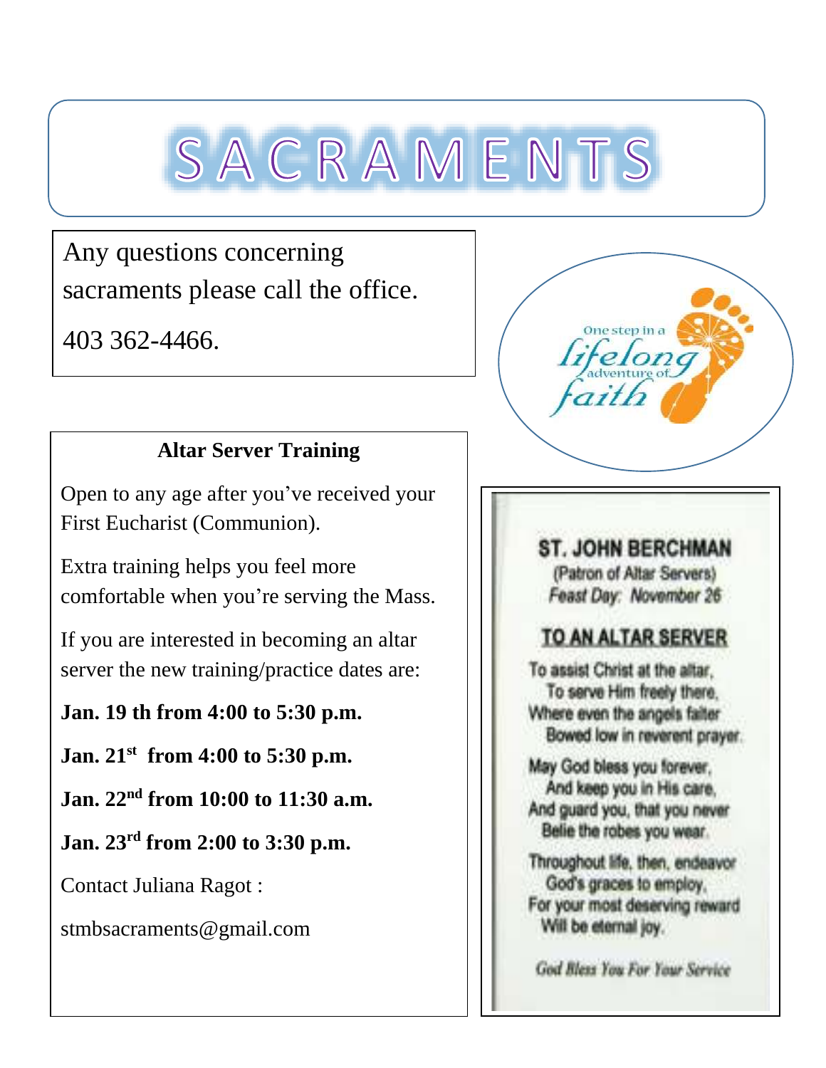# SACRAMENTS

Any questions concerning sacraments please call the office.

403 362-4466.

One step in a lifelong adventure of faith

## Altar Server Training

Open to any age after you've received your First Eucharist (Communion).

Extra training helps you feel more comfortable when you're serving the Mass.

If you are interested in becoming an altar server the new training/practice dates are:

**Jan. 19 th from 4:00 to 5:30 p.m.**

**Jan. 21st from 4:00 to 5:30 p.m.**

**Jan. 22nd from 10:00 to 11:30 a.m.**

**Jan. 23rd from 2:00 to 3:30 p.m.**

Contact Juliana Ragot :

stmbsacraments@gmail.com

**ST. JOHN BERCHMAN**
(Patron of Altar Servers)
*Feast Day: November 26*

**TO AN ALTAR SERVER**

To assist Christ at the altar,
To serve Him freely there,
Where even the angels falter
Bowed low in reverent prayer.

May God bless you forever,
And keep you in His care,
And guard you, that you never
Belie the robes you wear.

Throughout life, then, endeavor
God's graces to employ,
For your most deserving reward
Will be eternal joy.

*God Bless You For Your Service*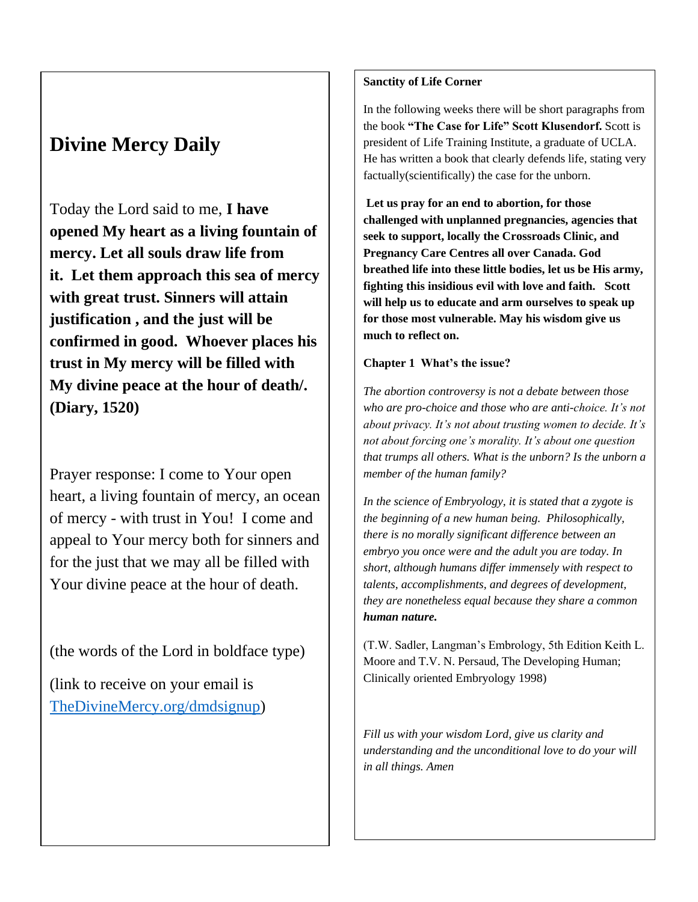# Divine Mercy Daily

Today the Lord said to me, **I have opened My heart as a living fountain of mercy. Let all souls draw life from it. Let them approach this sea of mercy with great trust. Sinners will attain justification , and the just will be confirmed in good. Whoever places his trust in My mercy will be filled with My divine peace at the hour of death/. (Diary, 1520)**

Prayer response: I come to Your open heart, a living fountain of mercy, an ocean of mercy - with trust in You! I come and appeal to Your mercy both for sinners and for the just that we may all be filled with Your divine peace at the hour of death.

(the words of the Lord in boldface type)

(link to receive on your email is [TheDivineMercy.org/dmdsignup](TheDivineMercy.org/dmdsignup))

**Sanctity of Life Corner**

In the following weeks there will be short paragraphs from the book **"The Case for Life" Scott Klusendorf.** Scott is president of Life Training Institute, a graduate of UCLA. He has written a book that clearly defends life, stating very factually(scientifically) the case for the unborn.

**Let us pray for an end to abortion, for those challenged with unplanned pregnancies, agencies that seek to support, locally the Crossroads Clinic, and Pregnancy Care Centres all over Canada. God breathed life into these little bodies, let us be His army, fighting this insidious evil with love and faith. Scott will help us to educate and arm ourselves to speak up for those most vulnerable. May his wisdom give us much to reflect on.**

**Chapter 1 What's the issue?**

*The abortion controversy is not a debate between those who are pro-choice and those who are anti-choice. It's not about privacy. It's not about trusting women to decide. It's not about forcing one's morality. It's about one question that trumps all others. What is the unborn? Is the unborn a member of the human family?*

*In the science of Embryology, it is stated that a zygote is the beginning of a new human being. Philosophically, there is no morally significant difference between an embryo you once were and the adult you are today. In short, although humans differ immensely with respect to talents, accomplishments, and degrees of development, they are nonetheless equal because they share a common* ***human nature.***

(T.W. Sadler, Langman's Embrology, 5th Edition Keith L. Moore and T.V. N. Persaud, The Developing Human; Clinically oriented Embryology 1998)

*Fill us with your wisdom Lord, give us clarity and understanding and the unconditional love to do your will in all things. Amen*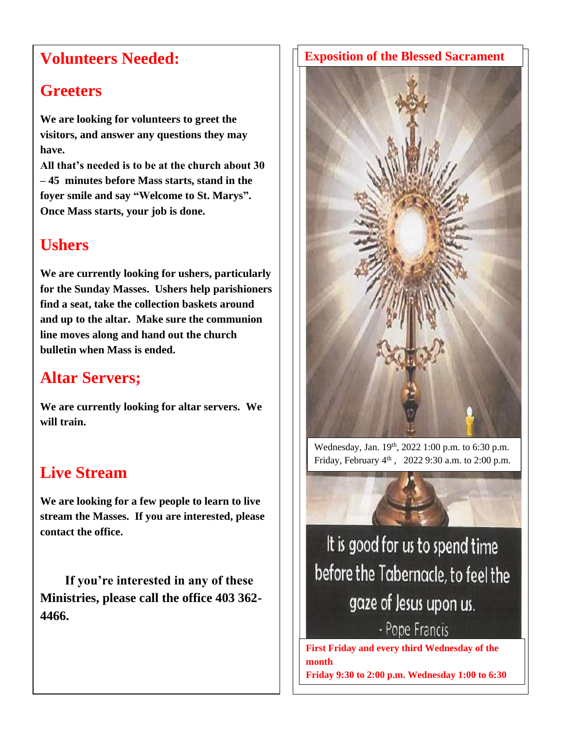# Volunteers Needed:

## Greeters

**We are looking for volunteers to greet the visitors, and answer any questions they may have.**
**All that's needed is to be at the church about 30 – 45 minutes before Mass starts, stand in the foyer smile and say "Welcome to St. Marys". Once Mass starts, your job is done.**

## Ushers

**We are currently looking for ushers, particularly for the Sunday Masses. Ushers help parishioners find a seat, take the collection baskets around and up to the altar. Make sure the communion line moves along and hand out the church bulletin when Mass is ended.**

## Altar Servers;

**We are currently looking for altar servers. We will train.**

## Live Stream

**We are looking for a few people to learn to live stream the Masses. If you are interested, please contact the office.**

**If you're interested in any of these Ministries, please call the office 403 362-4466.**

## Exposition of the Blessed Sacrament

Wednesday, Jan. 19th, 2022 1:00 p.m. to 6:30 p.m.
Friday, February 4th, 2022 9:30 a.m. to 2:00 p.m.

It is good for us to spend time before the Tabernacle, to feel the gaze of Jesus upon us.
- Pope Francis

**First Friday and every third Wednesday of the month**
**Friday 9:30 to 2:00 p.m. Wednesday 1:00 to 6:30**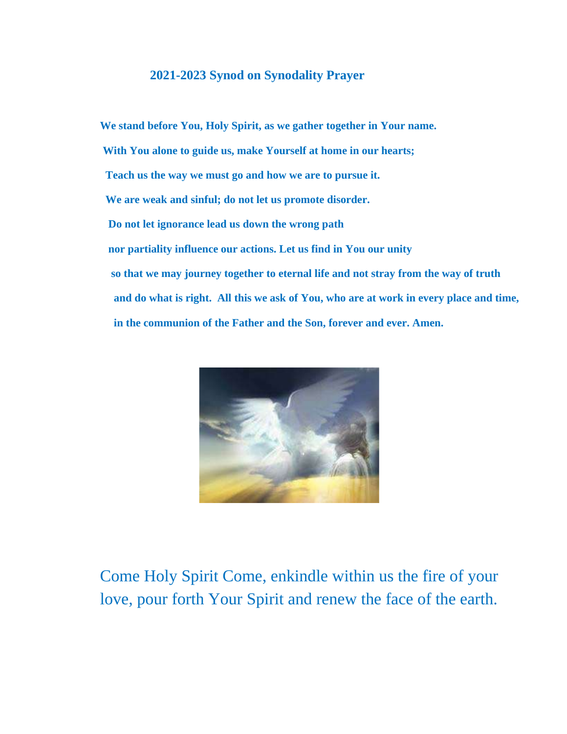## 2021-2023 Synod on Synodality Prayer

**We stand before You, Holy Spirit, as we gather together in Your name.**

**With You alone to guide us, make Yourself at home in our hearts;**

**Teach us the way we must go and how we are to pursue it.**

**We are weak and sinful; do not let us promote disorder.**

**Do not let ignorance lead us down the wrong path**

**nor partiality influence our actions. Let us find in You our unity**

**so that we may journey together to eternal life and not stray from the way of truth**

**and do what is right. All this we ask of You, who are at work in every place and time,**

**in the communion of the Father and the Son, forever and ever. Amen.**

Come Holy Spirit Come, enkindle within us the fire of your love, pour forth Your Spirit and renew the face of the earth.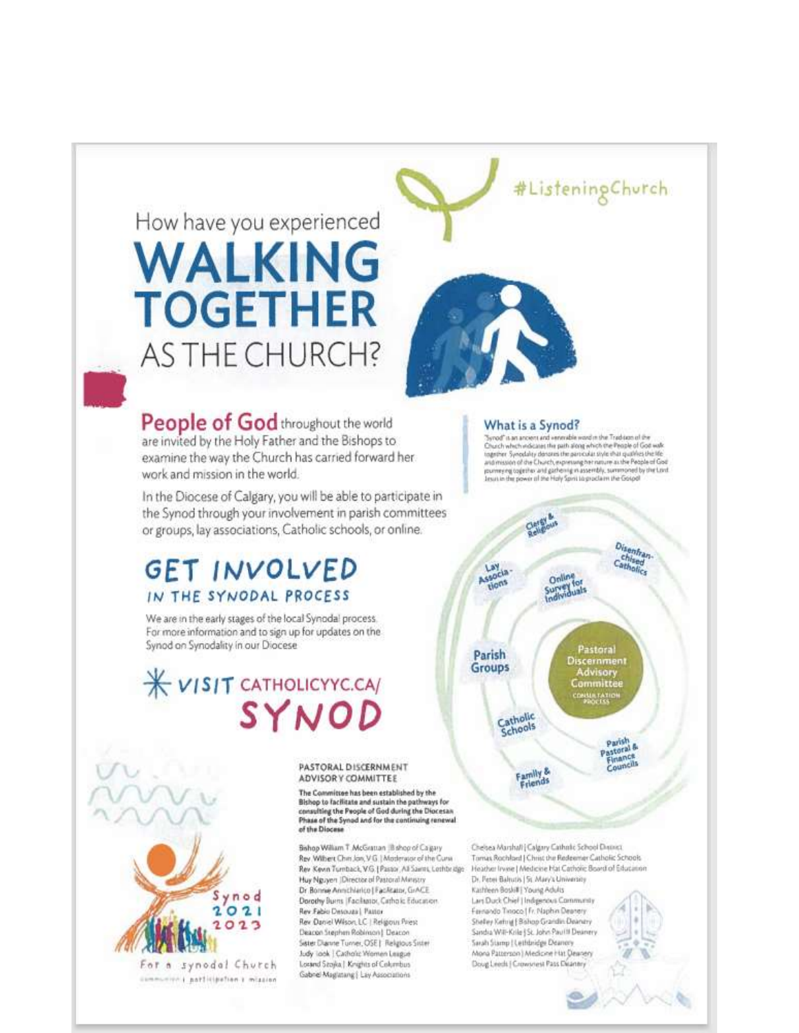#ListeningChurch

How have you experienced

# WALKING TOGETHER

AS THE CHURCH?

**People of God** throughout the world are invited by the Holy Father and the Bishops to examine the way the Church has carried forward her work and mission in the world.

In the Diocese of Calgary, you will be able to participate in the Synod through your involvement in parish committees or groups, lay associations, Catholic schools, or online.

## GET INVOLVED

### IN THE SYNODAL PROCESS

We are in the early stages of the local Synodal process. For more information and to sign up for updates on the Synod on Synodality in our Diocese

**VISIT CATHOLICYYC.CA/ SYNOD**

### What is a Synod?

"Synod" is an ancient and venerable word in the Tradition of the Church which indicates the path along which the People of God walk together. Synodality denotes the particular style that qualifies the life and mission of the Church, expressing her nature as the People of God journeying together and gathering in assembly, summoned by the Lord Jesus in the power of the Holy Spirit to proclaim the Gospel.

Clergy & Religious

Disenfranchised Catholics

Lay Associations

Online Survey for Individuals

Parish Groups

Pastoral Discernment Advisory Committee
CONSULTATION PROCESS

Catholic Schools

Parish Pastoral & Finance Councils

Family & Friends

Synod 2021 2023

For a synodal Church
communion | participation | mission

#### PASTORAL DISCERNMENT ADVISORY COMMITTEE

**The Committee has been established by the Bishop to facilitate and sustain the pathways for consulting the People of God during the Diocesan Phase of the Synod and for the continuing renewal of the Diocese**

Bishop William T. McGrattan | Bishop of Calgary
Rev. Wilbert Chin Jon, V.G. | Moderator of the Curia
Rev. Kevin Tumback, V.G. | Pastor, All Saints, Lethbridge
Huy Nguyen | Director of Pastoral Ministry
Dr. Bonnie Annichiarico | Facilitator, GrACE
Dorothy Burns | Facilitator, Catholic Education
Rev. Fabio Desouza | Pastor
Rev. Daniel Wilson, LC | Religious Priest
Deacon Stephen Robinson | Deacon
Sister Dianne Turner, OSE | Religious Sister
Judy Look | Catholic Women League
Lorand Szojka | Knights of Columbus
Gabriel Maglalang | Lay Associations
Chelsea Marshall | Calgary Catholic School District
Tomas Rochford | Christ the Redeemer Catholic Schools
Heather Irvine | Medicine Hat Catholic Board of Education
Dr. Peter Baltutis | St. Mary's University
Kathleen Boskill | Young Adults
Lars Duck Chief | Indigenous Community
Fernando Tinoco | Fr. Naphin Deanery
Shelley Kehrig | Bishop Grandin Deanery
Sandra Will-Krile | St. John Paul II Deanery
Sarah Stamp | Lethbridge Deanery
Mona Patterson | Medicine Hat Deanery
Doug Leeds | Crowsnest Pass Deanery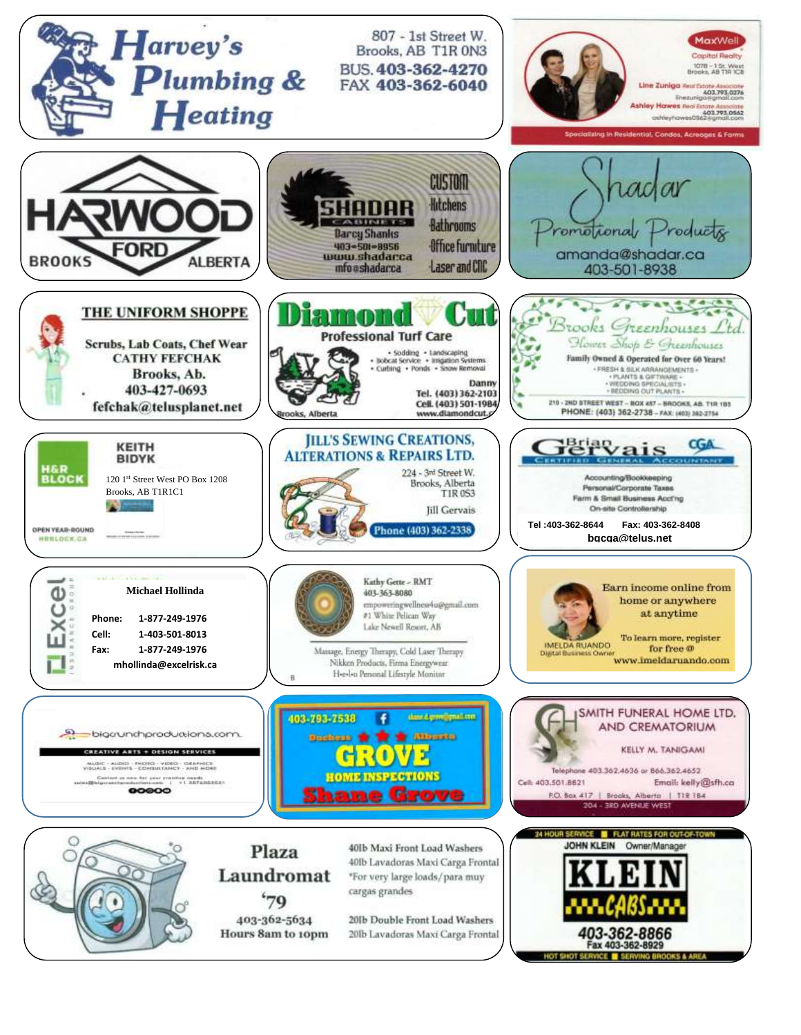**Harvey's Plumbing & Heating**

807 - 1st Street W.
Brooks, AB T1R 0N3
BUS. 403-362-4270
FAX 403-362-6040

---

**MaxWell Capital Realty**

107B - 1 St. West
Brooks, AB T1R 1C8

Line Zuniga Real Estate Associate
403.793.0276
linezuniga@gmail.com

Ashley Hawes Real Estate Associate
403.793.0562
ashleyhawes0562@gmail.com

Specializing in Residential, Condos, Acreages & Farms

---

**HARWOOD FORD**

BROOKS ALBERTA

---

**SHADAR CABINETS**

Darcy Shanks
403-501-8956
www.shadar.ca
info@shadar.ca

CUSTOM
Kitchens
Bathrooms
Office Furniture
Laser and CNC

---

**Shadar Promotional Products**

amanda@shadar.ca
403-501-8938

---

**THE UNIFORM SHOPPE**

Scrubs, Lab Coats, Chef Wear
CATHY FEFCHAK
Brooks, Ab.
403-427-0693
fefchak@telusplanet.net

---

**Diamond Cut**

Professional Turf Care

- Sodding
- Landscaping
- Bobcat Service
- Irrigation Systems
- Curbing
- Ponds
- Snow Removal

Danny
Tel. (403) 362-2103
Cell. (403) 501-1984
www.diamondcut.c

Brooks, Alberta

---

**Brooks Greenhouses Ltd.**

Flower Shop & Greenhouses

Family Owned & Operated for Over 60 Years!

- FRESH & SILK ARRANGEMENTS
- PLANTS & GIFTWARE
- WEDDING SPECIALISTS
- BEDDING OUT PLANTS

210 - 2ND STREET WEST – BOX 457 – BROOKS, AB T1R 1B5
PHONE: (403) 362-2738 – FAX: (403) 362-2754

---

**H&R BLOCK**

KEITH BIDYK

120 1st Street West PO Box 1208
Brooks, AB T1R1C1

OPEN YEAR-ROUND
HRBLOCK.CA

---

**JILL'S SEWING CREATIONS, ALTERATIONS & REPAIRS LTD.**

224 - 3rd Street W.
Brooks, Alberta
T1R 0S3

Jill Gervais

Phone (403) 362-2338

---

**Brian Gervais CGA**

CERTIFIED GENERAL ACCOUNTANT

Accounting/Bookkeeping
Personal/Corporate Taxes
Farm & Small Business Acct'ng
On-site Controllership

Tel :403-362-8644 Fax: 403-362-8408
bgcga@telus.net

---

**Excel INSURANCE GROUP**

Michael Hollinda

Phone: 1-877-249-1976
Cell: 1-403-501-8013
Fax: 1-877-249-1976
mhollinda@excelrisk.ca

---

Kathy Gette – RMT
403-363-8080
empoweringwellness4u@gmail.com
#1 White Pelican Way
Lake Newell Resort, AB

Massage, Energy Therapy, Cold Laser Therapy
Nikken Products, Firma Energywear
H-e-l-o Personal Lifestyle Monitor

---

Earn income online from home or anywhere at anytime

To learn more, register for free @ www.imeldaruando.com

IMELDA RUANDO
Digital Business Owner

---

**bigroundproductions.com**

CREATIVE ARTS + DESIGN SERVICES

MUSIC · AUDIO · PHOTO · VIDEO · GRAPHICS
VISUALS · EVENTS · CONSULTANCY · AND MORE

---

403-793-7538

Duchess Alberta

**GROVE HOME INSPECTIONS**

Shane Grove

---

**SMITH FUNERAL HOME LTD. AND CREMATORIUM**

KELLY M. TANIGAMI

Telephone 403.362.4636 or 866.362.4652
Cell: 403.501.8821 Email: kelly@sfh.ca
P.O. Box 417 | Brooks, Alberta | T1R 1B4
204 - 3RD AVENUE WEST

---

**Plaza Laundromat '79**

403-362-5634
Hours 8am to 10pm

40lb Maxi Front Load Washers
40lb Lavadoras Maxi Carga Frontal
*For very large loads/para muy cargas grandes

20lb Double Front Load Washers
20lb Lavadoras Maxi Carga Frontal

---

24 HOUR SERVICE ■ FLAT RATES FOR OUT-OF-TOWN

JOHN KLEIN Owner/Manager

**KLEIN CABS**

403-362-8866
Fax 403-362-8929

HOT SHOT SERVICE ■ SERVING BROOKS & AREA